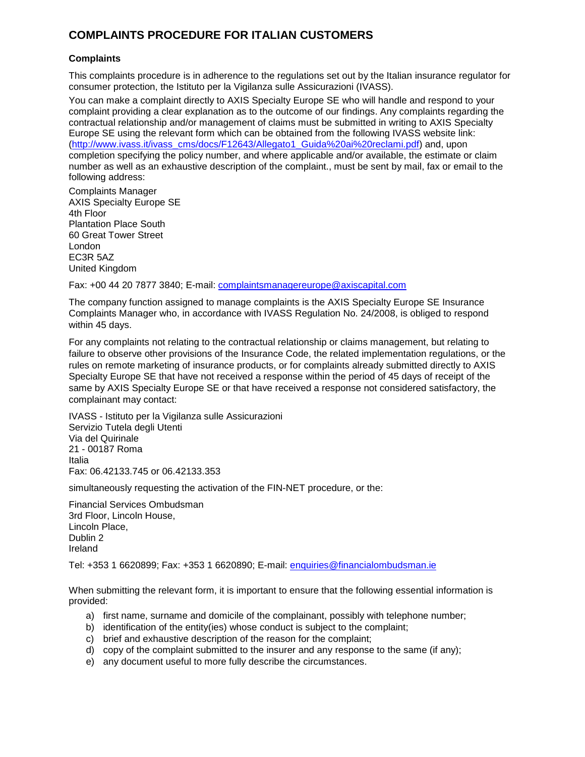# COMPLAINTS PROCEDURE FOR ITALIAN CUSTOMERS

## Complaints

This complaints procedure is in adherence to the regulations set out by the Italian insurance regulator for consumer protection, the Istituto per la Vigilanza sulle Assicurazioni (IVASS).

You can make a complaint directly to AXIS Specialty Europe SE who will handle and respond to your complaint providing a clear explanation as to the outcome of our findings. Any complaints regarding the contractual relationship and/or management of claims must be submitted in writing to AXIS Specialty Europe SE using the relevant form which can be obtained from the following IVASS website link: (http://www.ivass.it/ivass_cms/docs/F12643/Allegato1_Guida%20ai%20reclami.pdf) and, upon completion specifying the policy number, and where applicable and/or available, the estimate or claim number as well as an exhaustive description of the complaint., must be sent by mail, fax or email to the following address:

Complaints Manager  
AXIS Specialty Europe SE  
4th Floor  
Plantation Place South  
60 Great Tower Street  
London  
EC3R 5AZ  
United Kingdom

Fax: +00 44 20 7877 3840; E-mail: complaintsmanagereurope@axiscapital.com

The company function assigned to manage complaints is the AXIS Specialty Europe SE Insurance Complaints Manager who, in accordance with IVASS Regulation No. 24/2008, is obliged to respond within 45 days.

For any complaints not relating to the contractual relationship or claims management, but relating to failure to observe other provisions of the Insurance Code, the related implementation regulations, or the rules on remote marketing of insurance products, or for complaints already submitted directly to AXIS Specialty Europe SE that have not received a response within the period of 45 days of receipt of the same by AXIS Specialty Europe SE or that have received a response not considered satisfactory, the complainant may contact:

IVASS - Istituto per la Vigilanza sulle Assicurazioni  
Servizio Tutela degli Utenti  
Via del Quirinale  
21 - 00187 Roma  
Italia  
Fax: 06.42133.745 or 06.42133.353

simultaneously requesting the activation of the FIN-NET procedure, or the:

Financial Services Ombudsman  
3rd Floor, Lincoln House,  
Lincoln Place,  
Dublin 2  
Ireland

Tel: +353 1 6620899; Fax: +353 1 6620890; E-mail: enquiries@financialombudsman.ie

When submitting the relevant form, it is important to ensure that the following essential information is provided:

a) first name, surname and domicile of the complainant, possibly with telephone number;
b) identification of the entity(ies) whose conduct is subject to the complaint;
c) brief and exhaustive description of the reason for the complaint;
d) copy of the complaint submitted to the insurer and any response to the same (if any);
e) any document useful to more fully describe the circumstances.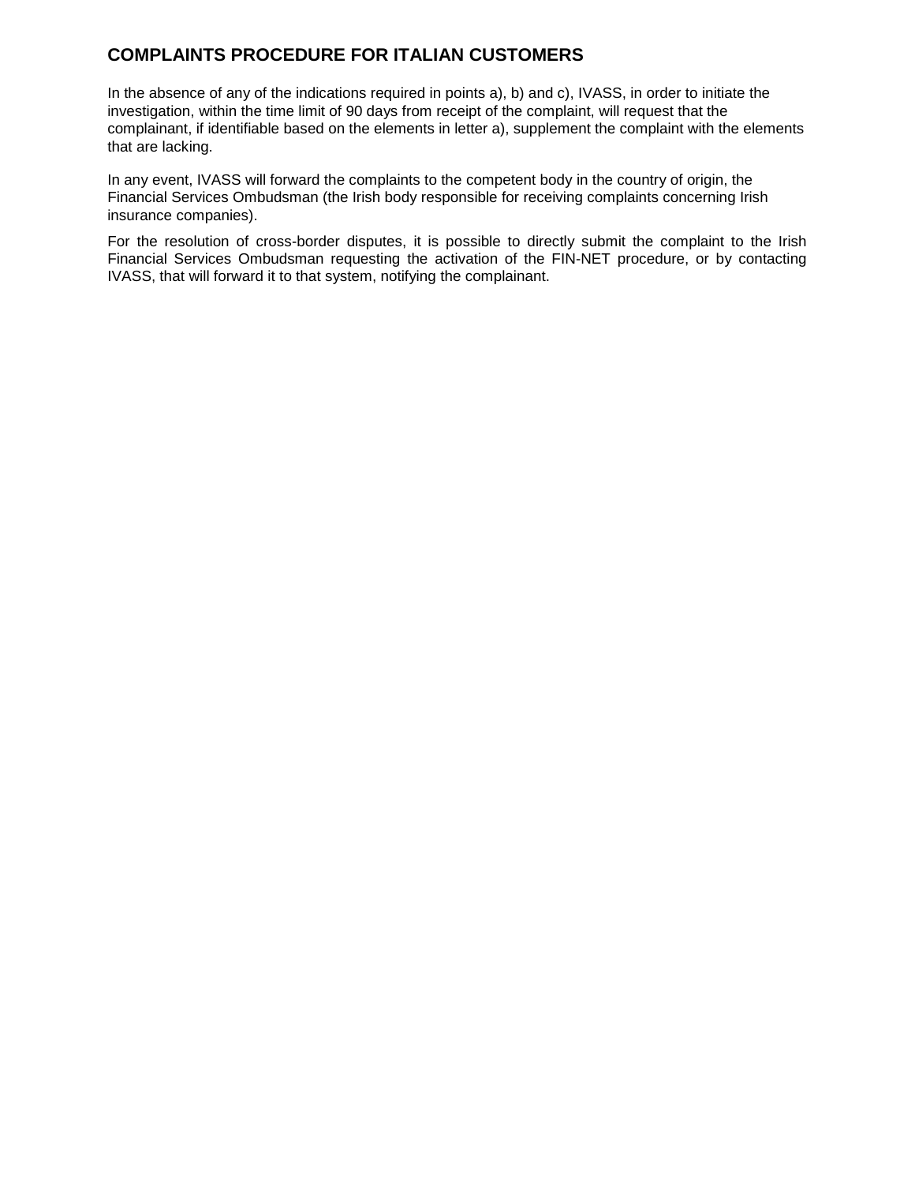## COMPLAINTS PROCEDURE FOR ITALIAN CUSTOMERS

In the absence of any of the indications required in points a), b) and c), IVASS, in order to initiate the investigation, within the time limit of 90 days from receipt of the complaint, will request that the complainant, if identifiable based on the elements in letter a), supplement the complaint with the elements that are lacking.

In any event, IVASS will forward the complaints to the competent body in the country of origin, the Financial Services Ombudsman (the Irish body responsible for receiving complaints concerning Irish insurance companies).

For the resolution of cross-border disputes, it is possible to directly submit the complaint to the Irish Financial Services Ombudsman requesting the activation of the FIN-NET procedure, or by contacting IVASS, that will forward it to that system, notifying the complainant.